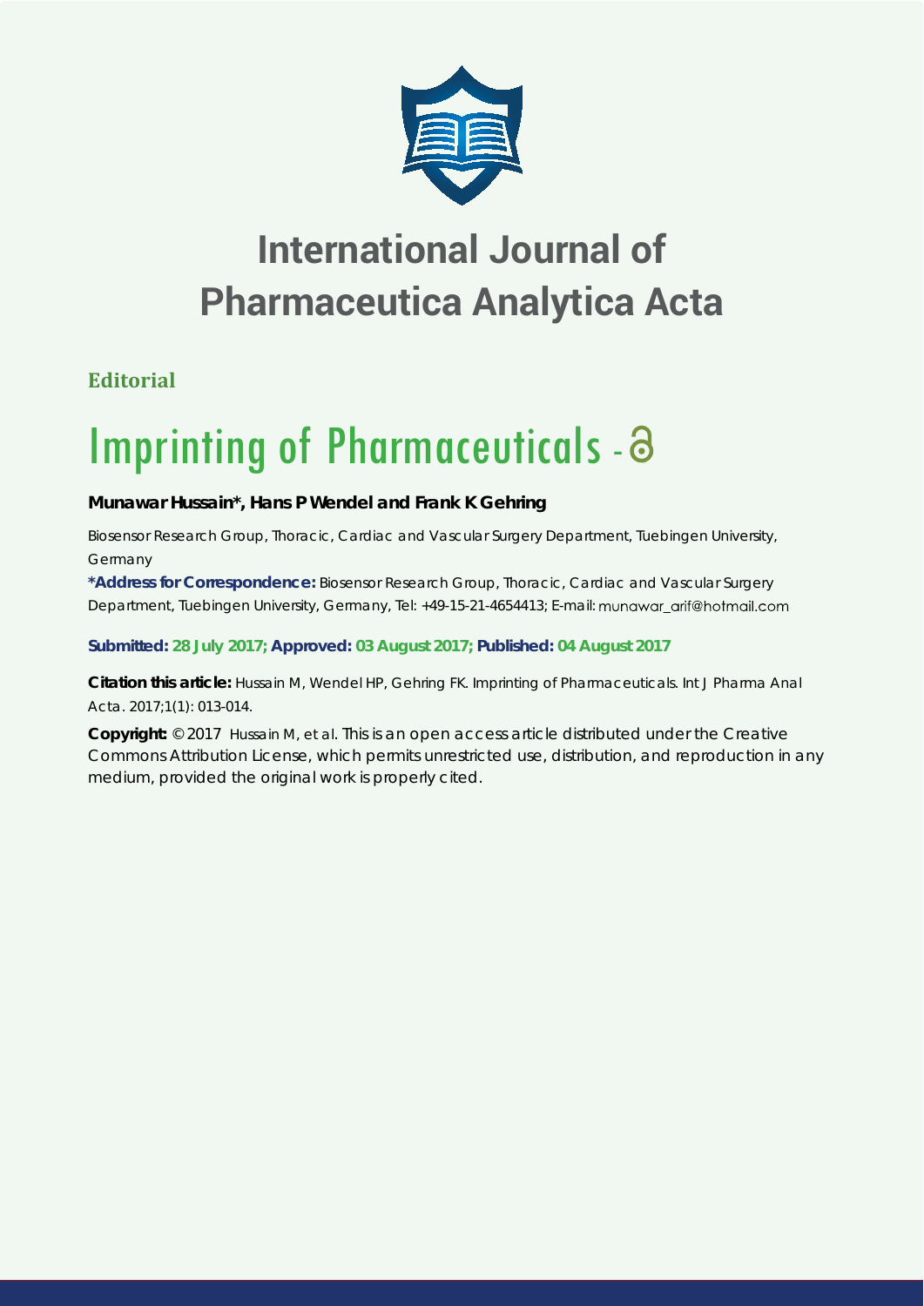# International Journal of Pharmaceutica Analytica Acta

**Editorial**

# Imprinting of Pharmaceuticals

**Munawar Hussain\*, Hans P Wendel and Frank K Gehring**

Biosensor Research Group, Thoracic, Cardiac and Vascular Surgery Department, Tuebingen University, Germany

**\*Address for Correspondence:** Biosensor Research Group, Thoracic, Cardiac and Vascular Surgery Department, Tuebingen University, Germany, Tel: +49-15-21-4654413; E-mail: munawar_arif@hotmail.com

**Submitted: 28 July 2017; Approved: 03 August 2017; Published: 04 August 2017**

**Citation this article:** Hussain M, Wendel HP, Gehring FK. Imprinting of Pharmaceuticals. Int J Pharma Anal Acta. 2017;1(1): 013-014.

**Copyright:** © 2017 Hussain M, et al. This is an open access article distributed under the Creative Commons Attribution License, which permits unrestricted use, distribution, and reproduction in any medium, provided the original work is properly cited.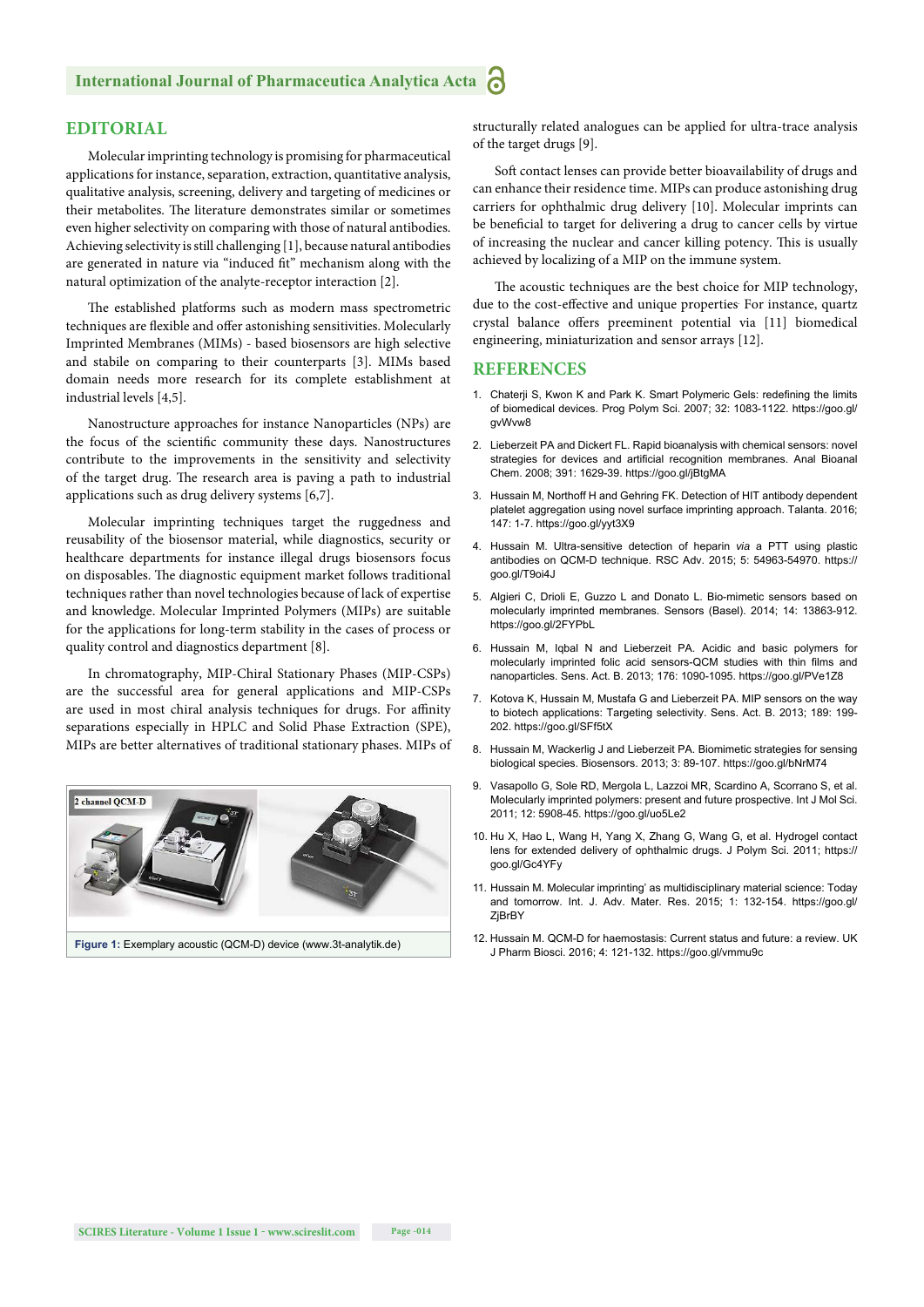## EDITORIAL

Molecular imprinting technology is promising for pharmaceutical applications for instance, separation, extraction, quantitative analysis, qualitative analysis, screening, delivery and targeting of medicines or their metabolites. The literature demonstrates similar or sometimes even higher selectivity on comparing with those of natural antibodies. Achieving selectivity is still challenging [1], because natural antibodies are generated in nature via "induced fit" mechanism along with the natural optimization of the analyte-receptor interaction [2].

The established platforms such as modern mass spectrometric techniques are flexible and offer astonishing sensitivities. Molecularly Imprinted Membranes (MIMs) - based biosensors are high selective and stabile on comparing to their counterparts [3]. MIMs based domain needs more research for its complete establishment at industrial levels [4,5].

Nanostructure approaches for instance Nanoparticles (NPs) are the focus of the scientific community these days. Nanostructures contribute to the improvements in the sensitivity and selectivity of the target drug. The research area is paving a path to industrial applications such as drug delivery systems [6,7].

Molecular imprinting techniques target the ruggedness and reusability of the biosensor material, while diagnostics, security or healthcare departments for instance illegal drugs biosensors focus on disposables. The diagnostic equipment market follows traditional techniques rather than novel technologies because of lack of expertise and knowledge. Molecular Imprinted Polymers (MIPs) are suitable for the applications for long-term stability in the cases of process or quality control and diagnostics department [8].

In chromatography, MIP-Chiral Stationary Phases (MIP-CSPs) are the successful area for general applications and MIP-CSPs are used in most chiral analysis techniques for drugs. For affinity separations especially in HPLC and Solid Phase Extraction (SPE), MIPs are better alternatives of traditional stationary phases. MIPs of structurally related analogues can be applied for ultra-trace analysis of the target drugs [9].

2 channel QCM-D

Figure 1: Exemplary acoustic (QCM-D) device (www.3t-analytik.de)

Soft contact lenses can provide better bioavailability of drugs and can enhance their residence time. MIPs can produce astonishing drug carriers for ophthalmic drug delivery [10]. Molecular imprints can be beneficial to target for delivering a drug to cancer cells by virtue of increasing the nuclear and cancer killing potency. This is usually achieved by localizing of a MIP on the immune system.

The acoustic techniques are the best choice for MIP technology, due to the cost-effective and unique properties. For instance, quartz crystal balance offers preeminent potential via [11] biomedical engineering, miniaturization and sensor arrays [12].

## REFERENCES

1. Chaterji S, Kwon K and Park K. Smart Polymeric Gels: redefining the limits of biomedical devices. Prog Polym Sci. 2007; 32: 1083-1122. https://goo.gl/gvWvw8
2. Lieberzeit PA and Dickert FL. Rapid bioanalysis with chemical sensors: novel strategies for devices and artificial recognition membranes. Anal Bioanal Chem. 2008; 391: 1629-39. https://goo.gl/jBtgMA
3. Hussain M, Northoff H and Gehring FK. Detection of HIT antibody dependent platelet aggregation using novel surface imprinting approach. Talanta. 2016; 147: 1-7. https://goo.gl/yyt3X9
4. Hussain M. Ultra-sensitive detection of heparin *via* a PTT using plastic antibodies on QCM-D technique. RSC Adv. 2015; 5: 54963-54970. https://goo.gl/T9oi4J
5. Algieri C, Drioli E, Guzzo L and Donato L. Bio-mimetic sensors based on molecularly imprinted membranes. Sensors (Basel). 2014; 14: 13863-912. https://goo.gl/2FYPbL
6. Hussain M, Iqbal N and Lieberzeit PA. Acidic and basic polymers for molecularly imprinted folic acid sensors-QCM studies with thin films and nanoparticles. Sens. Act. B. 2013; 176: 1090-1095. https://goo.gl/PVe1Z8
7. Kotova K, Hussain M, Mustafa G and Lieberzeit PA. MIP sensors on the way to biotech applications: Targeting selectivity. Sens. Act. B. 2013; 189: 199-202. https://goo.gl/SFf5tX
8. Hussain M, Wackerlig J and Lieberzeit PA. Biomimetic strategies for sensing biological species. Biosensors. 2013; 3: 89-107. https://goo.gl/bNrM74
9. Vasapollo G, Sole RD, Mergola L, Lazzoi MR, Scardino A, Scorrano S, et al. Molecularly imprinted polymers: present and future prospective. Int J Mol Sci. 2011; 12: 5908-45. https://goo.gl/uo5Le2
10. Hu X, Hao L, Wang H, Yang X, Zhang G, Wang G, et al. Hydrogel contact lens for extended delivery of ophthalmic drugs. J Polym Sci. 2011; https://goo.gl/Gc4YFy
11. Hussain M. Molecular imprinting' as multidisciplinary material science: Today and tomorrow. Int. J. Adv. Mater. Res. 2015; 1: 132-154. https://goo.gl/ZjBrBY
12. Hussain M. QCM-D for haemostasis: Current status and future: a review. UK J Pharm Biosci. 2016; 4: 121-132. https://goo.gl/vmmu9c